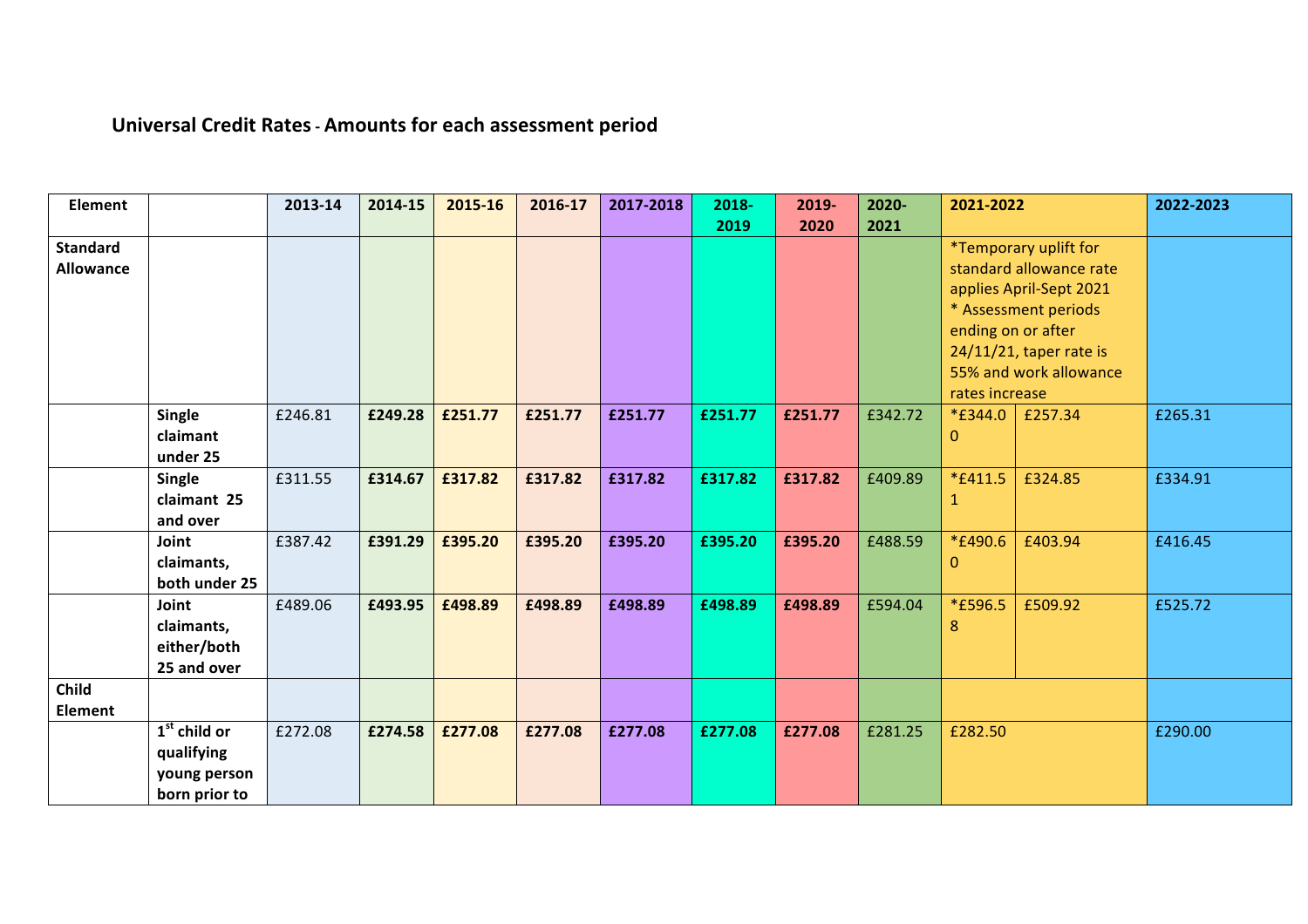## Universal Credit Rates - Amounts for each assessment period

| Element | | 2013-14 | 2014-15 | 2015-16 | 2016-17 | 2017-2018 | 2018-2019 | 2019-2020 | 2020-2021 | 2021-2022 | | 2022-2023 |
|---|---|---|---|---|---|---|---|---|---|---|---|---|
| **Standard Allowance** | | | | | | | | | | *Temporary uplift for standard allowance rate applies April-Sept 2021 * Assessment periods ending on or after 24/11/21, taper rate is 55% and work allowance rates increase | | |
| | **Single claimant under 25** | £246.81 | **£249.28** | **£251.77** | **£251.77** | **£251.77** | **£251.77** | **£251.77** | £342.72 | *£344.00 | £257.34 | £265.31 |
| | **Single claimant 25 and over** | £311.55 | **£314.67** | **£317.82** | **£317.82** | **£317.82** | **£317.82** | **£317.82** | £409.89 | *£411.51 | £324.85 | £334.91 |
| | **Joint claimants, both under 25** | £387.42 | **£391.29** | **£395.20** | **£395.20** | **£395.20** | **£395.20** | **£395.20** | £488.59 | *£490.60 | £403.94 | £416.45 |
| | **Joint claimants, either/both 25 and over** | £489.06 | **£493.95** | **£498.89** | **£498.89** | **£498.89** | **£498.89** | **£498.89** | £594.04 | *£596.58 | £509.92 | £525.72 |
| **Child Element** | | | | | | | | | | | | |
| | **1st child or qualifying young person born prior to** | £272.08 | **£274.58** | **£277.08** | **£277.08** | **£277.08** | **£277.08** | **£277.08** | £281.25 | £282.50 | | £290.00 |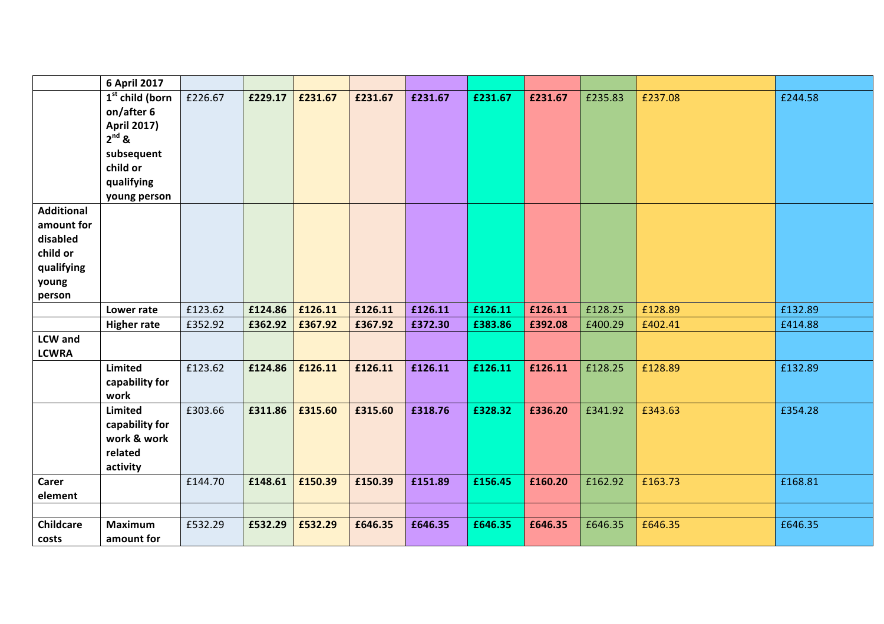| | 6 April 2017 | | | | | | | | | | |
|---|---|---|---|---|---|---|---|---|---|---|---|
| | 1st child (born on/after 6 April 2017) 2nd & subsequent child or qualifying young person | £226.67 | **£229.17** | **£231.67** | **£231.67** | **£231.67** | **£231.67** | **£231.67** | £235.83 | £237.08 | £244.58 |
| **Additional amount for disabled child or qualifying young person** | | | | | | | | | | | |
| | **Lower rate** | £123.62 | **£124.86** | **£126.11** | **£126.11** | **£126.11** | **£126.11** | **£126.11** | £128.25 | £128.89 | £132.89 |
| | **Higher rate** | £352.92 | **£362.92** | **£367.92** | **£367.92** | **£372.30** | **£383.86** | **£392.08** | £400.29 | £402.41 | £414.88 |
| **LCW and LCWRA** | | | | | | | | | | | |
| | **Limited capability for work** | £123.62 | **£124.86** | **£126.11** | **£126.11** | **£126.11** | **£126.11** | **£126.11** | £128.25 | £128.89 | £132.89 |
| | **Limited capability for work & work related activity** | £303.66 | **£311.86** | **£315.60** | **£315.60** | **£318.76** | **£328.32** | **£336.20** | £341.92 | £343.63 | £354.28 |
| **Carer element** | | £144.70 | **£148.61** | **£150.39** | **£150.39** | **£151.89** | **£156.45** | **£160.20** | £162.92 | £163.73 | £168.81 |
| | | | | | | | | | | | |
| **Childcare costs** | **Maximum amount for** | £532.29 | **£532.29** | **£532.29** | **£646.35** | **£646.35** | **£646.35** | **£646.35** | £646.35 | £646.35 | £646.35 |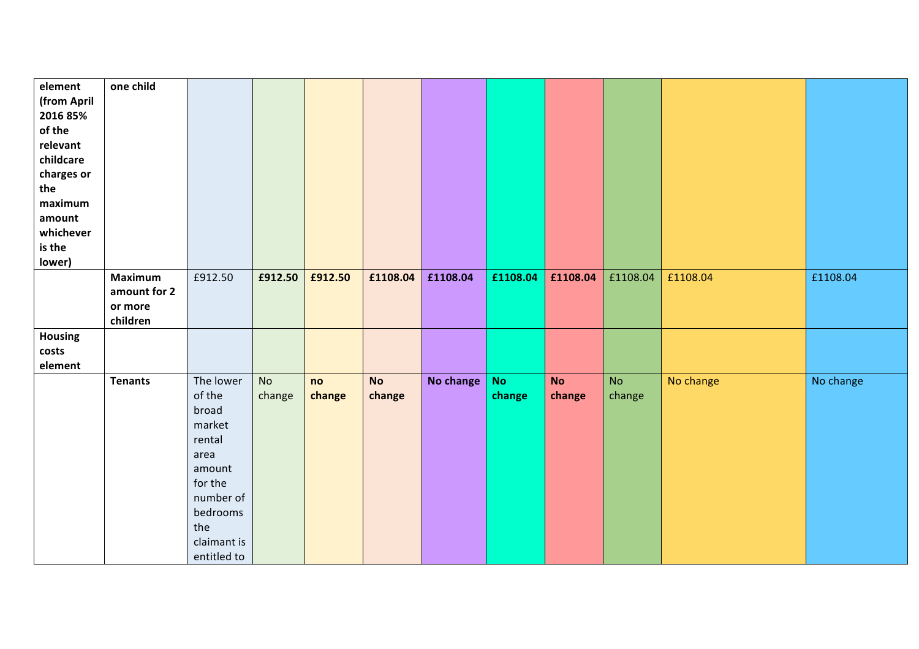| | | | | | | | | | | | |
|---|---|---|---|---|---|---|---|---|---|---|---|
| **element (from April 2016 85% of the relevant childcare charges or the maximum amount whichever is the lower)** | **one child** | | | | | | | | | | |
| | **Maximum amount for 2 or more children** | £912.50 | **£912.50** | **£912.50** | **£1108.04** | **£1108.04** | **£1108.04** | **£1108.04** | £1108.04 | £1108.04 | £1108.04 |
| **Housing costs element** | | | | | | | | | | | |
| | **Tenants** | The lower of the broad market rental area amount for the number of bedrooms the claimant is entitled to | No change | **no change** | **No change** | **No change** | **No change** | **No change** | No change | No change | No change |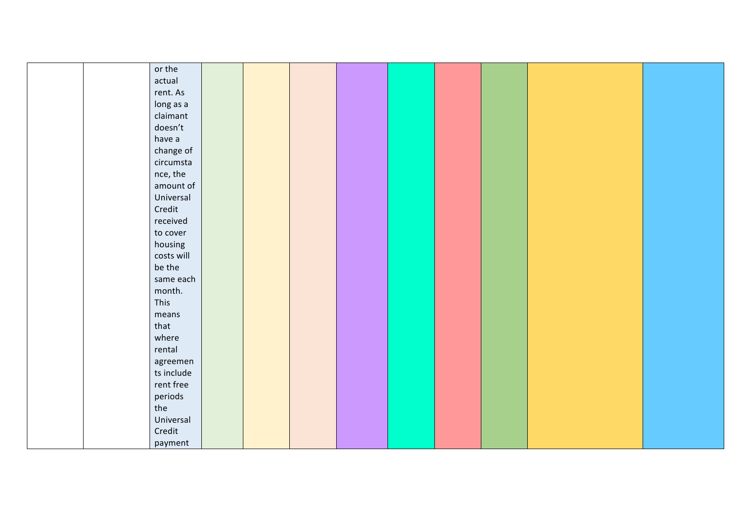|  |  |  |  |  |  |  |  |  |  |  |  |
|---|---|---|---|---|---|---|---|---|---|---|---|
|  |  | or the actual rent. As long as a claimant doesn't have a change of circumstance, the amount of Universal Credit received to cover housing costs will be the same each month. This means that where rental agreements include rent free periods the Universal Credit payment |  |  |  |  |  |  |  |  |  |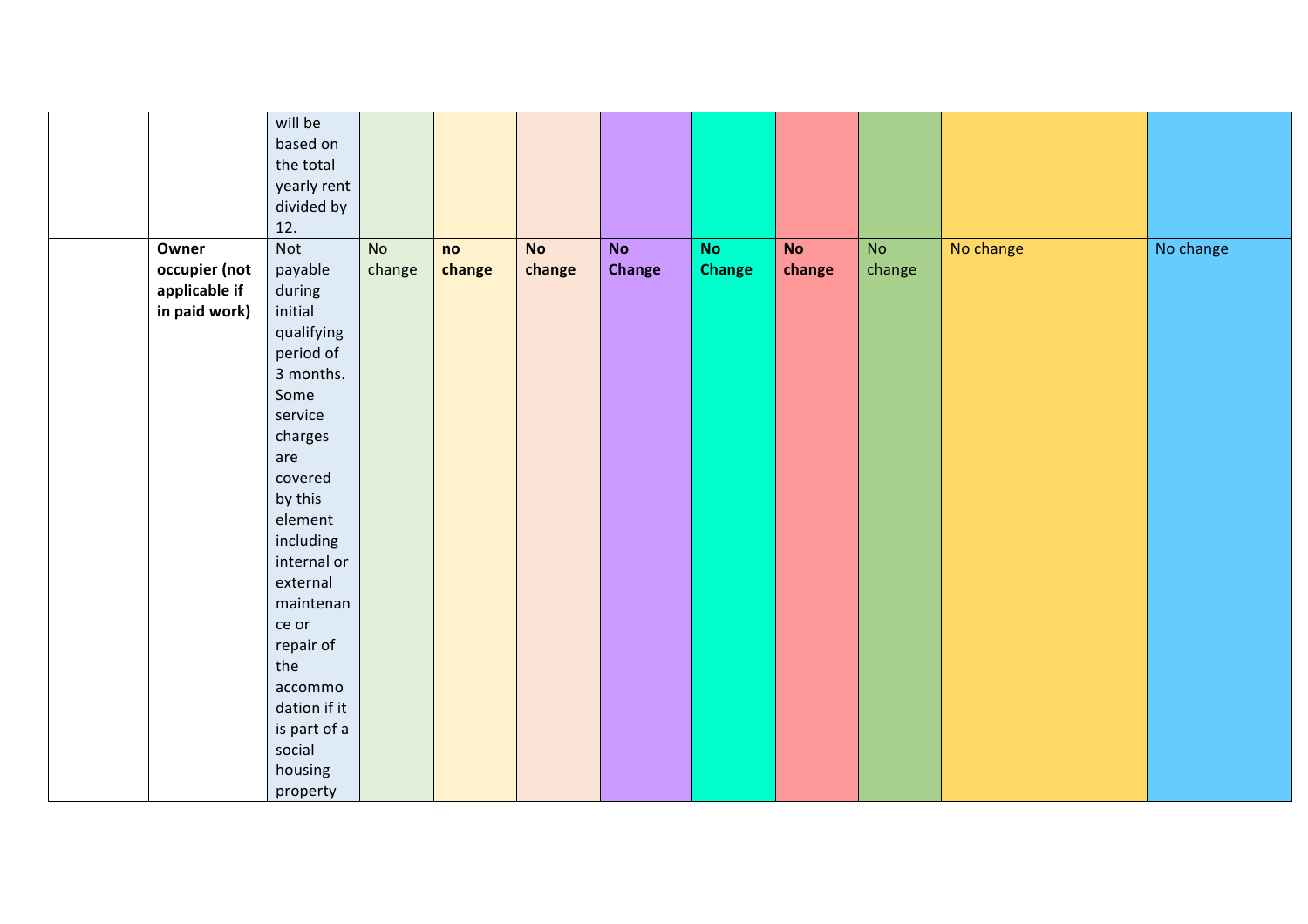| | | | | | | | | | | |
|---|---|---|---|---|---|---|---|---|---|---|
| | | will be based on the total yearly rent divided by 12. | | | | | | | | |
| | **Owner occupier (not applicable if in paid work)** | Not payable during initial qualifying period of 3 months. Some service charges are covered by this element including internal or external maintenance or repair of the accommodation if it is part of a social housing property | No change | **no change** | **No change** | **No Change** | **No Change** | **No change** | No change | No change | No change |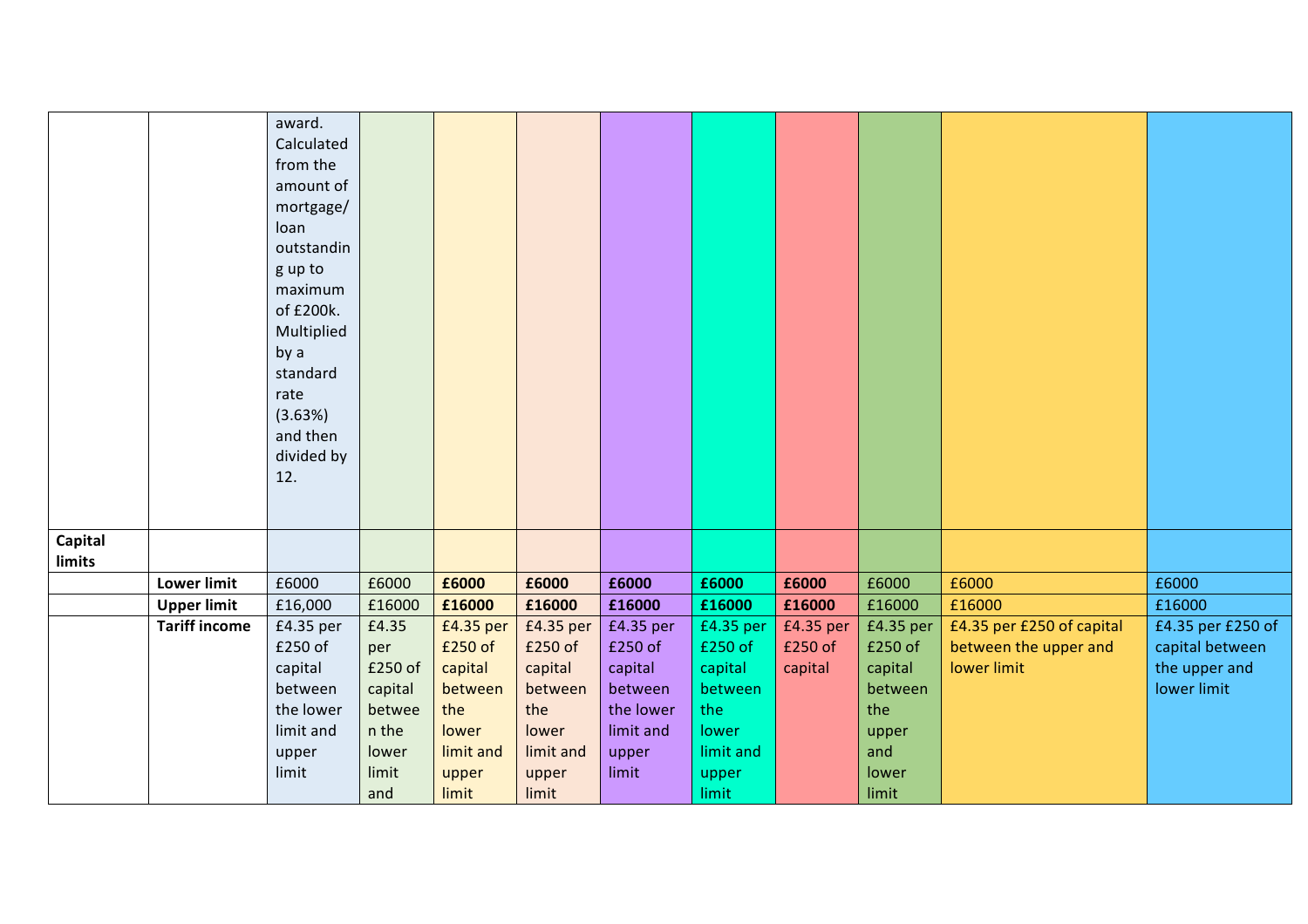| | | | | | | | | | | | |
|---|---|---|---|---|---|---|---|---|---|---|---|
| | | award. Calculated from the amount of mortgage/ loan outstanding up to maximum of £200k. Multiplied by a standard rate (3.63%) and then divided by 12. | | | | | | | | | |
| **Capital limits** | | | | | | | | | | | |
| | **Lower limit** | £6000 | £6000 | **£6000** | **£6000** | **£6000** | **£6000** | **£6000** | £6000 | £6000 | £6000 |
| | **Upper limit** | £16,000 | £16000 | **£16000** | **£16000** | **£16000** | **£16000** | **£16000** | £16000 | £16000 | £16000 |
| | **Tariff income** | £4.35 per £250 of capital between the lower limit and upper limit | £4.35 per £250 of capital between the lower limit and | £4.35 per £250 of capital between the lower limit and upper limit | £4.35 per £250 of capital between the lower limit and upper limit | £4.35 per £250 of capital between the lower limit and upper limit | £4.35 per £250 of capital between the lower limit and upper limit | £4.35 per £250 of capital | £4.35 per £250 of capital between the upper and lower limit | £4.35 per £250 of capital between the upper and lower limit | £4.35 per £250 of capital between the upper and lower limit |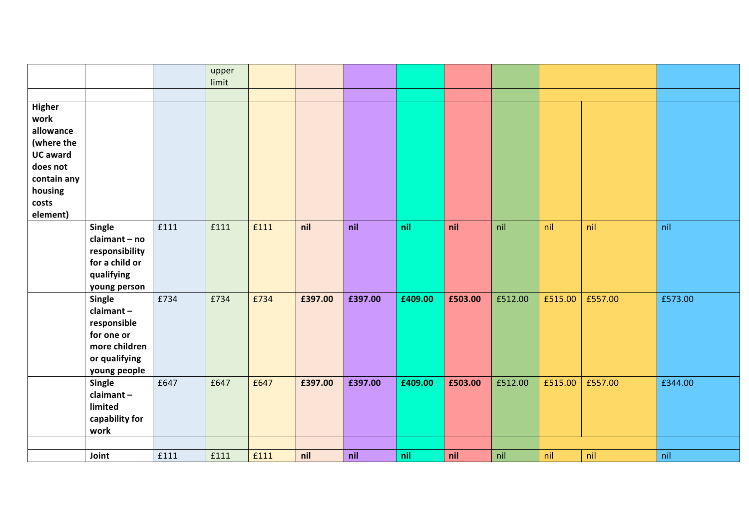| | | | upper limit | | | | | | | | | |
|---|---|---|---|---|---|---|---|---|---|---|---|---|
| | | | | | | | | | | | | |
| **Higher work allowance (where the UC award does not contain any housing costs element)** | | | | | | | | | | | | |
| | **Single claimant – no responsibility for a child or qualifying young person** | £111 | £111 | £111 | **nil** | **nil** | **nil** | **nil** | nil | nil | nil | nil |
| | **Single claimant – responsible for one or more children or qualifying young people** | £734 | £734 | £734 | **£397.00** | **£397.00** | **£409.00** | **£503.00** | £512.00 | £515.00 | £557.00 | £573.00 |
| | **Single claimant – limited capability for work** | £647 | £647 | £647 | **£397.00** | **£397.00** | **£409.00** | **£503.00** | £512.00 | £515.00 | £557.00 | £344.00 |
| | | | | | | | | | | | | |
| | **Joint** | £111 | £111 | £111 | **nil** | **nil** | **nil** | **nil** | nil | nil | nil | nil |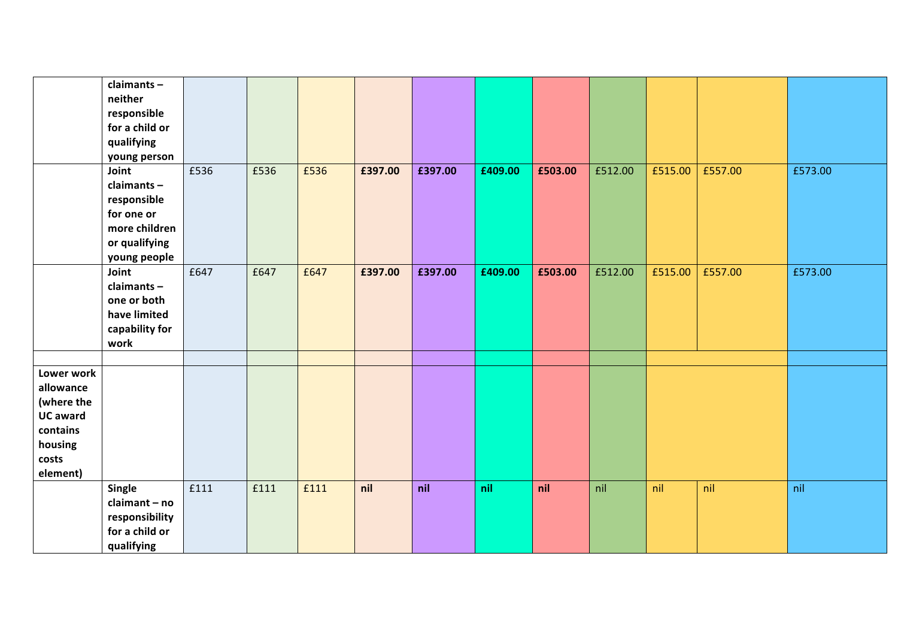| | | | | | | | | | | | | |
|---|---|---|---|---|---|---|---|---|---|---|---|---|
| | **claimants – neither responsible for a child or qualifying young person** | | | | | | | | | | | |
| | **Joint claimants – responsible for one or more children or qualifying young people** | £536 | £536 | £536 | **£397.00** | **£397.00** | **£409.00** | **£503.00** | £512.00 | £515.00 | £557.00 | £573.00 |
| | **Joint claimants – one or both have limited capability for work** | £647 | £647 | £647 | **£397.00** | **£397.00** | **£409.00** | **£503.00** | £512.00 | £515.00 | £557.00 | £573.00 |
| | | | | | | | | | | | | |
| **Lower work allowance (where the UC award contains housing costs element)** | | | | | | | | | | | | |
| | **Single claimant – no responsibility for a child or qualifying** | £111 | £111 | £111 | **nil** | **nil** | **nil** | **nil** | nil | nil | nil | nil |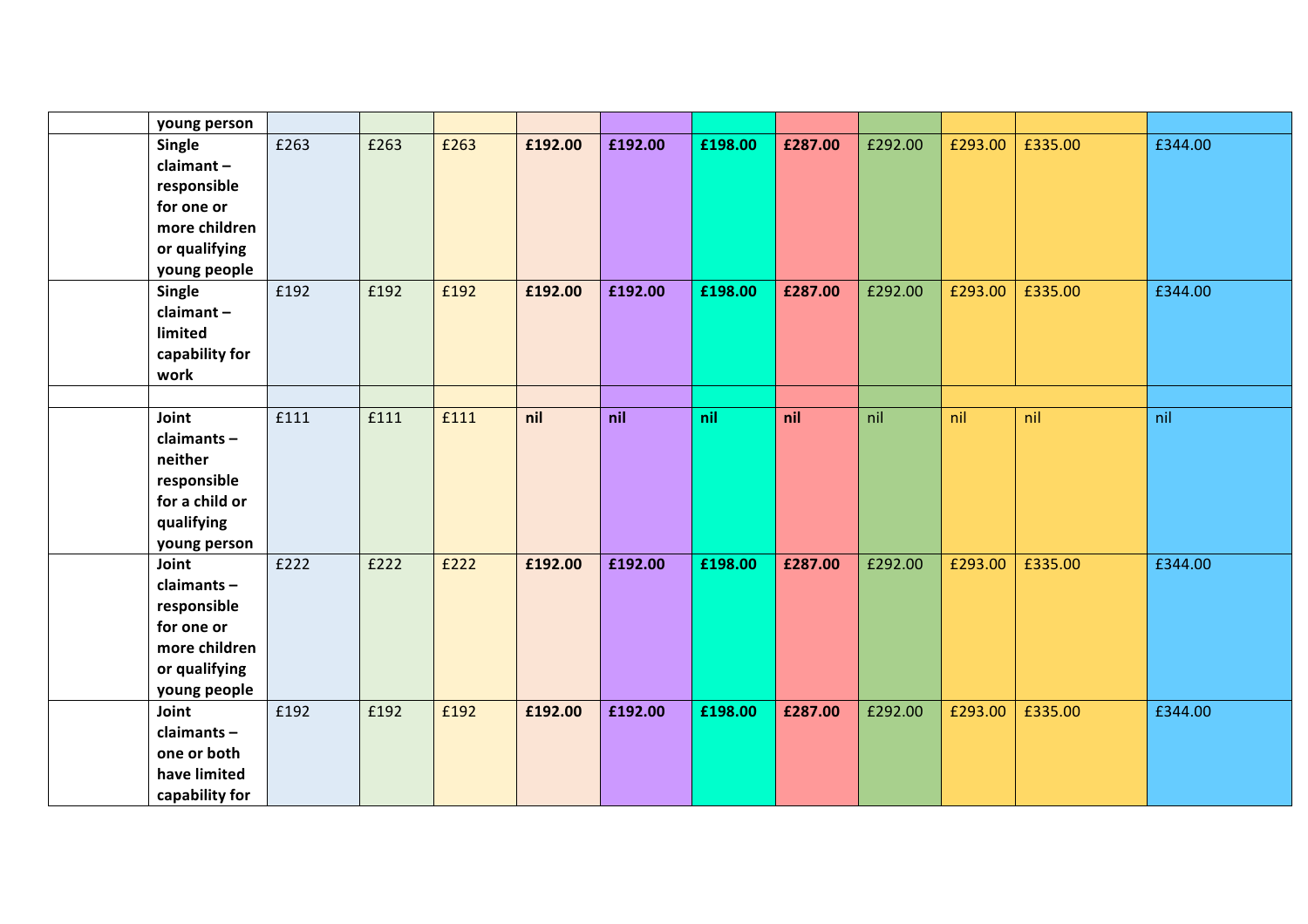| | | | | | | | | | | | | |
|---|---|---|---|---|---|---|---|---|---|---|---|---|
| | **young person** | | | | | | | | | | | |
| | **Single claimant – responsible for one or more children or qualifying young people** | £263 | £263 | £263 | **£192.00** | **£192.00** | **£198.00** | **£287.00** | £292.00 | £293.00 | £335.00 | £344.00 |
| | **Single claimant – limited capability for work** | £192 | £192 | £192 | **£192.00** | **£192.00** | **£198.00** | **£287.00** | £292.00 | £293.00 | £335.00 | £344.00 |
| | | | | | | | | | | | | |
| | **Joint claimants – neither responsible for a child or qualifying young person** | £111 | £111 | £111 | **nil** | **nil** | **nil** | **nil** | nil | nil | nil | nil |
| | **Joint claimants – responsible for one or more children or qualifying young people** | £222 | £222 | £222 | **£192.00** | **£192.00** | **£198.00** | **£287.00** | £292.00 | £293.00 | £335.00 | £344.00 |
| | **Joint claimants – one or both have limited capability for** | £192 | £192 | £192 | **£192.00** | **£192.00** | **£198.00** | **£287.00** | £292.00 | £293.00 | £335.00 | £344.00 |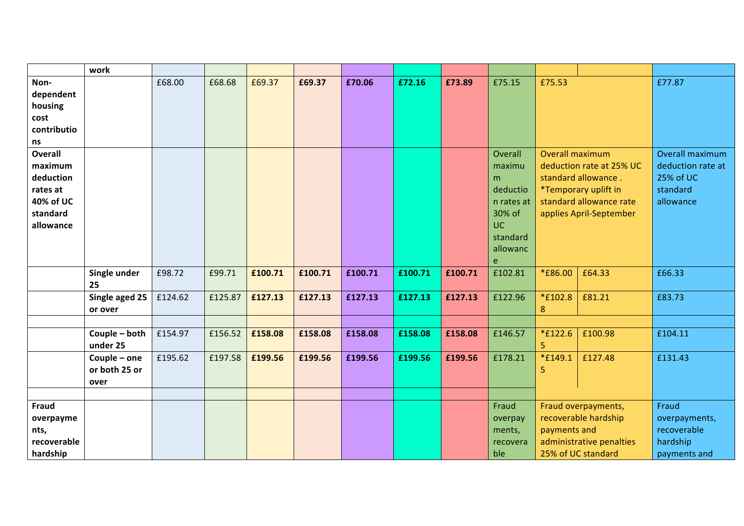| | | | | | | | | | | | | |
|---|---|---|---|---|---|---|---|---|---|---|---|---|
| | **work** | | | | | | | | | | | |
| **Non-dependent housing cost contributions** | | £68.00 | £68.68 | £69.37 | **£69.37** | **£70.06** | **£72.16** | **£73.89** | £75.15 | £75.53 | | £77.87 |
| **Overall maximum deduction rates at 40% of UC standard allowance** | | | | | | | | | Overall maximum deduction rates at 30% of UC standard allowance | Overall maximum deduction rate at 25% UC standard allowance . *Temporary uplift in standard allowance rate applies April-September | | Overall maximum deduction rate at 25% of UC standard allowance |
| | **Single under 25** | £98.72 | £99.71 | **£100.71** | **£100.71** | **£100.71** | **£100.71** | **£100.71** | £102.81 | *£86.00 | £64.33 | £66.33 |
| | **Single aged 25 or over** | £124.62 | £125.87 | **£127.13** | **£127.13** | **£127.13** | **£127.13** | **£127.13** | £122.96 | *£102.88 | £81.21 | £83.73 |
| | | | | | | | | | | | | |
| | **Couple – both under 25** | £154.97 | £156.52 | **£158.08** | **£158.08** | **£158.08** | **£158.08** | **£158.08** | £146.57 | *£122.65 | £100.98 | £104.11 |
| | **Couple – one or both 25 or over** | £195.62 | £197.58 | **£199.56** | **£199.56** | **£199.56** | **£199.56** | **£199.56** | £178.21 | *£149.15 | £127.48 | £131.43 |
| | | | | | | | | | | | | |
| **Fraud overpayments, recoverable hardship** | | | | | | | | | Fraud overpayments, recoverable | Fraud overpayments, recoverable hardship payments and administrative penalties 25% of UC standard | | Fraud overpayments, recoverable hardship payments and |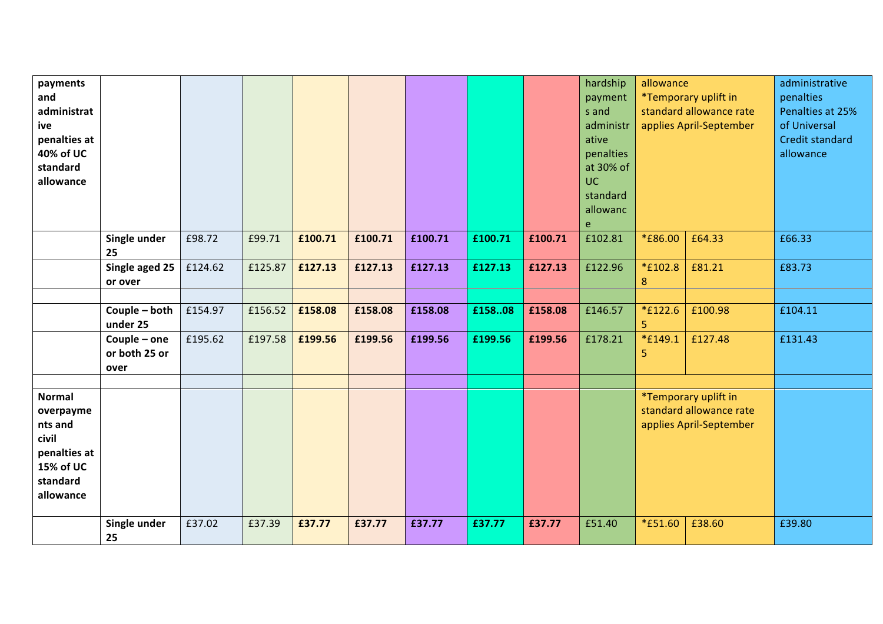| payments and administrative penalties at 40% of UC standard allowance | | | | | | | | | hardship payments and administrative penalties at 30% of UC standard allowance | allowance *Temporary uplift in standard allowance rate applies April-September | | administrative penalties Penalties at 25% of Universal Credit standard allowance |
|---|---|---|---|---|---|---|---|---|---|---|---|---|
| | **Single under 25** | £98.72 | £99.71 | **£100.71** | **£100.71** | **£100.71** | **£100.71** | **£100.71** | £102.81 | *£86.00 | £64.33 | £66.33 |
| | **Single aged 25 or over** | £124.62 | £125.87 | **£127.13** | **£127.13** | **£127.13** | **£127.13** | **£127.13** | £122.96 | *£102.88 | £81.21 | £83.73 |
| | | | | | | | | | | | | |
| | **Couple – both under 25** | £154.97 | £156.52 | **£158.08** | **£158.08** | **£158.08** | **£158..08** | **£158.08** | £146.57 | *£122.65 | £100.98 | £104.11 |
| | **Couple – one or both 25 or over** | £195.62 | £197.58 | **£199.56** | **£199.56** | **£199.56** | **£199.56** | **£199.56** | £178.21 | *£149.15 | £127.48 | £131.43 |
| | | | | | | | | | | | | |
| **Normal overpayments and civil penalties at 15% of UC standard allowance** | | | | | | | | | | *Temporary uplift in standard allowance rate applies April-September | | |
| | **Single under 25** | £37.02 | £37.39 | **£37.77** | **£37.77** | **£37.77** | **£37.77** | **£37.77** | £51.40 | *£51.60 | £38.60 | £39.80 |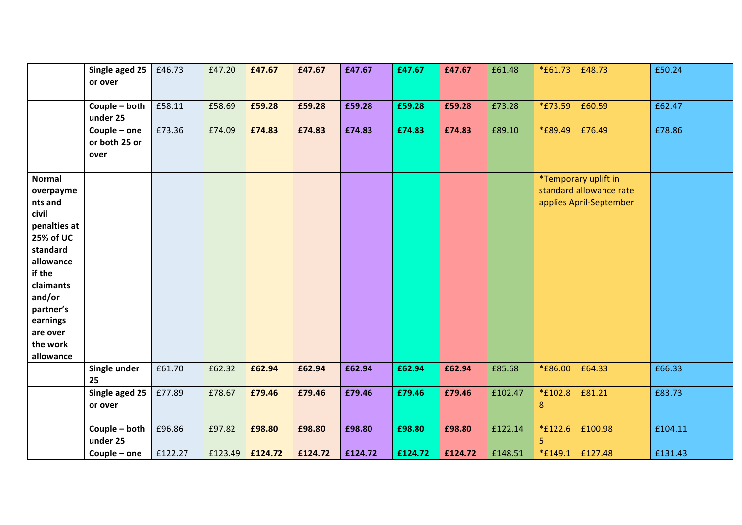| | | | | | | | | | | | | |
|---|---|---|---|---|---|---|---|---|---|---|---|---|
| | **Single aged 25 or over** | £46.73 | £47.20 | **£47.67** | **£47.67** | **£47.67** | **£47.67** | **£47.67** | £61.48 | *£61.73 | £48.73 | £50.24 |
| | | | | | | | | | | | | |
| | **Couple – both under 25** | £58.11 | £58.69 | **£59.28** | **£59.28** | **£59.28** | **£59.28** | **£59.28** | £73.28 | *£73.59 | £60.59 | £62.47 |
| | **Couple – one or both 25 or over** | £73.36 | £74.09 | **£74.83** | **£74.83** | **£74.83** | **£74.83** | **£74.83** | £89.10 | *£89.49 | £76.49 | £78.86 |
| | | | | | | | | | | | | |
| **Normal overpayments and civil penalties at 25% of UC standard allowance if the claimants and/or partner's earnings are over the work allowance** | | | | | | | | | | *Temporary uplift in standard allowance rate applies April-September | | |
| | **Single under 25** | £61.70 | £62.32 | **£62.94** | **£62.94** | **£62.94** | **£62.94** | **£62.94** | £85.68 | *£86.00 | £64.33 | £66.33 |
| | **Single aged 25 or over** | £77.89 | £78.67 | **£79.46** | **£79.46** | **£79.46** | **£79.46** | **£79.46** | £102.47 | *£102.88 | £81.21 | £83.73 |
| | | | | | | | | | | | | |
| | **Couple – both under 25** | £96.86 | £97.82 | **£98.80** | **£98.80** | **£98.80** | **£98.80** | **£98.80** | £122.14 | *£122.65 | £100.98 | £104.11 |
| | **Couple – one** | £122.27 | £123.49 | **£124.72** | **£124.72** | **£124.72** | **£124.72** | **£124.72** | £148.51 | *£149.1 | £127.48 | £131.43 |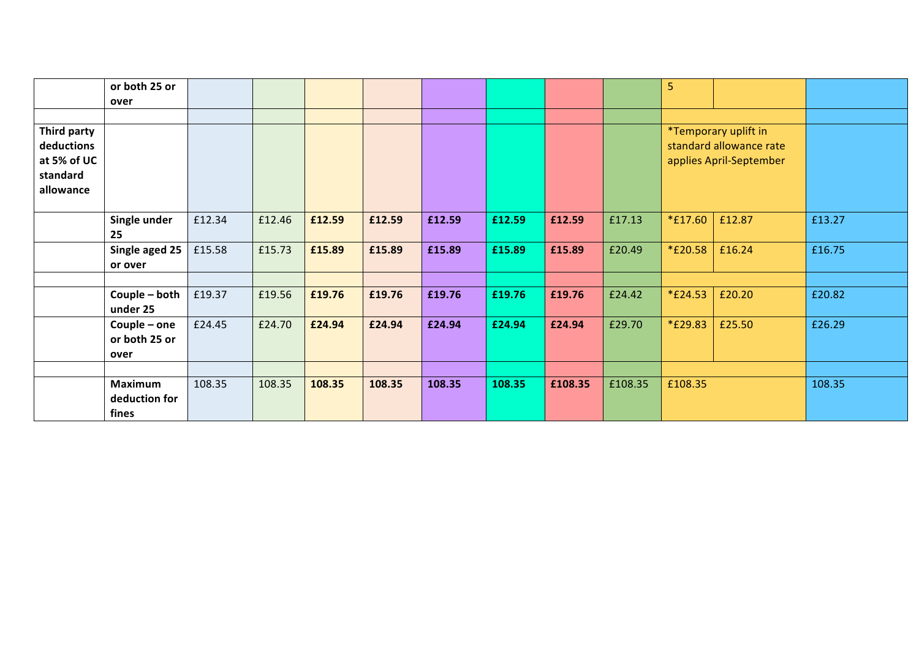| | | | | | | | | | | | |
|---|---|---|---|---|---|---|---|---|---|---|---|
| | **or both 25 or over** | | | | | | | | 5 | | |
| | | | | | | | | | | | |
| **Third party deductions at 5% of UC standard allowance** | | | | | | | | | *Temporary uplift in standard allowance rate applies April-September | | |
| | **Single under 25** | £12.34 | £12.46 | **£12.59** | **£12.59** | **£12.59** | **£12.59** | **£12.59** | £17.13 | *£17.60 | £12.87 | £13.27 |
| | **Single aged 25 or over** | £15.58 | £15.73 | **£15.89** | **£15.89** | **£15.89** | **£15.89** | **£15.89** | £20.49 | *£20.58 | £16.24 | £16.75 |
| | | | | | | | | | | | | |
| | **Couple – both under 25** | £19.37 | £19.56 | **£19.76** | **£19.76** | **£19.76** | **£19.76** | **£19.76** | £24.42 | *£24.53 | £20.20 | £20.82 |
| | **Couple – one or both 25 or over** | £24.45 | £24.70 | **£24.94** | **£24.94** | **£24.94** | **£24.94** | **£24.94** | £29.70 | *£29.83 | £25.50 | £26.29 |
| | | | | | | | | | | | | |
| | **Maximum deduction for fines** | 108.35 | 108.35 | **108.35** | **108.35** | **108.35** | **108.35** | **£108.35** | £108.35 | £108.35 | | 108.35 |